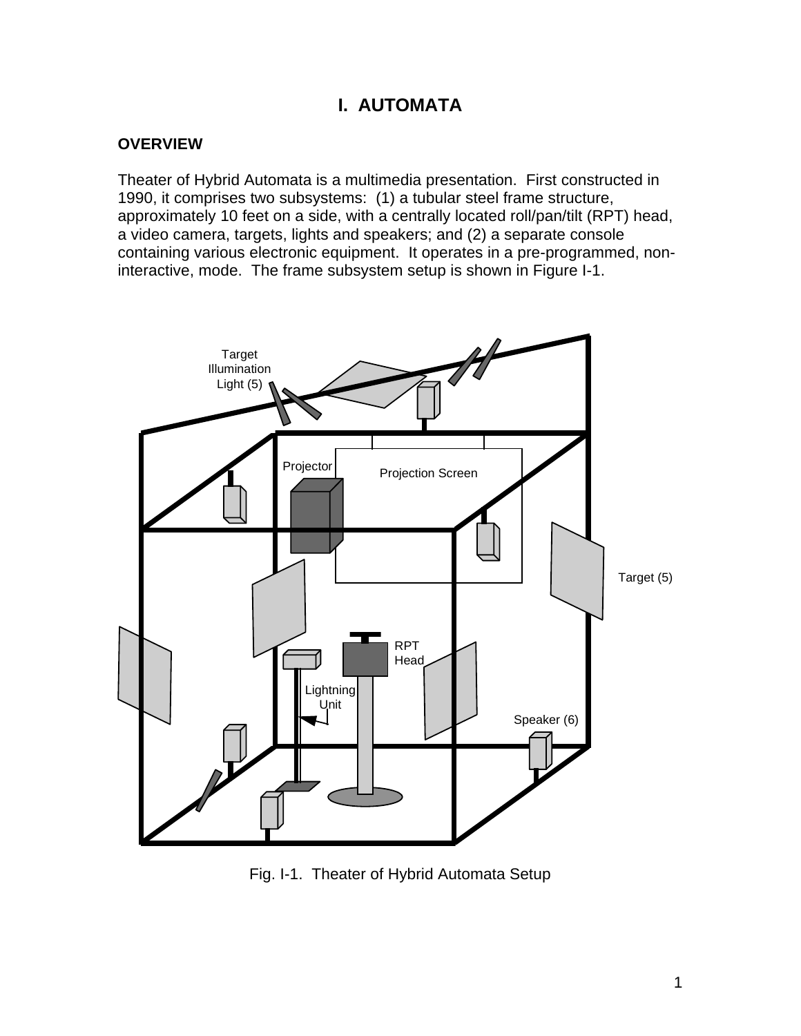# I. AUTOMATA

## OVERVIEW

Theater of Hybrid Automata is a multimedia presentation. First constructed in 1990, it comprises two subsystems: (1) a tubular steel frame structure, approximately 10 feet on a side, with a centrally located roll/pan/tilt (RPT) head, a video camera, targets, lights and speakers; and (2) a separate console containing various electronic equipment. It operates in a pre-programmed, non-interactive, mode. The frame subsystem setup is shown in Figure I-1.

Fig. I-1. Theater of Hybrid Automata Setup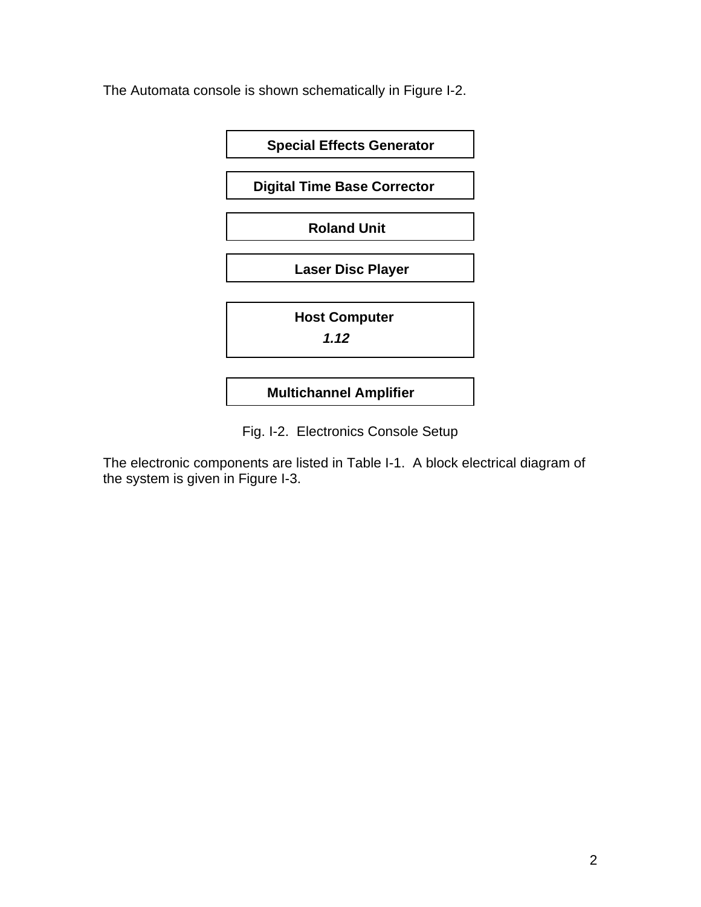The Automata console is shown schematically in Figure I-2.

| **Special Effects Generator** |
|---|
| **Digital Time Base Corrector** |
| **Roland Unit** |
| **Laser Disc Player** |
| **Host Computer** ***1.12*** |
| **Multichannel Amplifier** |

Fig. I-2. Electronics Console Setup

The electronic components are listed in Table I-1. A block electrical diagram of the system is given in Figure I-3.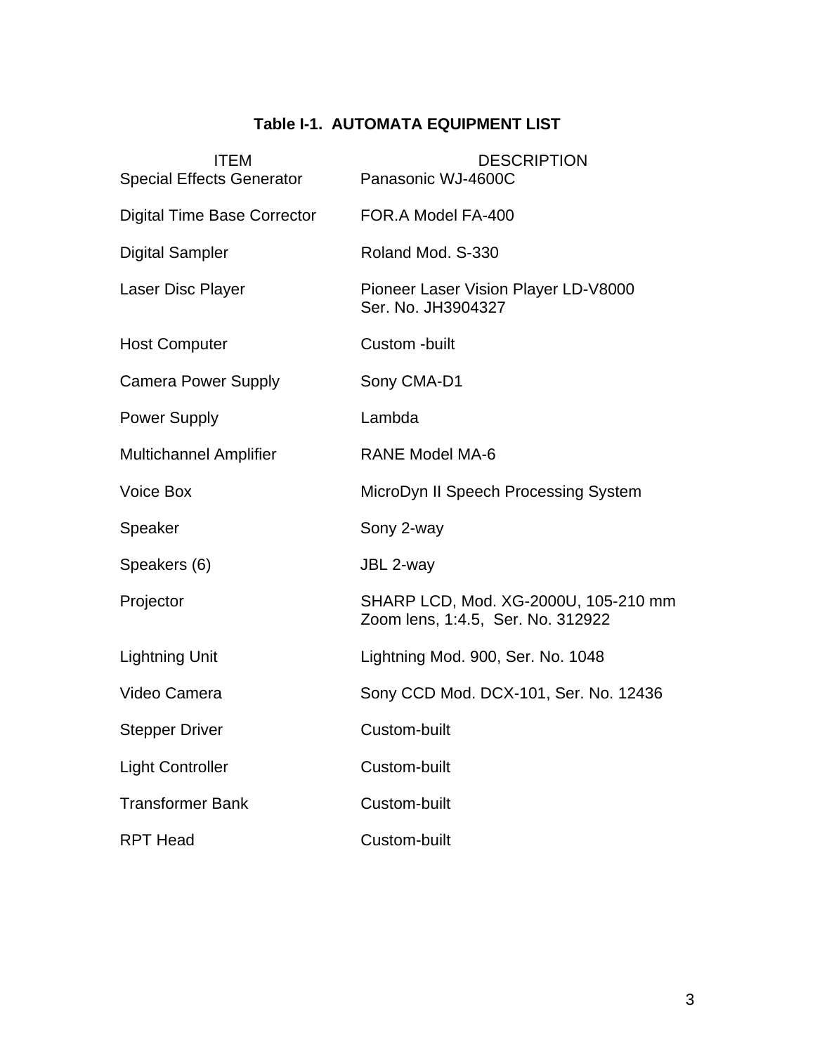**Table I-1. AUTOMATA EQUIPMENT LIST**

| ITEM | DESCRIPTION |
|---|---|
| Special Effects Generator | Panasonic WJ-4600C |
| Digital Time Base Corrector | FOR.A Model FA-400 |
| Digital Sampler | Roland Mod. S-330 |
| Laser Disc Player | Pioneer Laser Vision Player LD-V8000 Ser. No. JH3904327 |
| Host Computer | Custom -built |
| Camera Power Supply | Sony CMA-D1 |
| Power Supply | Lambda |
| Multichannel Amplifier | RANE Model MA-6 |
| Voice Box | MicroDyn II Speech Processing System |
| Speaker | Sony 2-way |
| Speakers (6) | JBL 2-way |
| Projector | SHARP LCD, Mod. XG-2000U, 105-210 mm Zoom lens, 1:4.5, Ser. No. 312922 |
| Lightning Unit | Lightning Mod. 900, Ser. No. 1048 |
| Video Camera | Sony CCD Mod. DCX-101, Ser. No. 12436 |
| Stepper Driver | Custom-built |
| Light Controller | Custom-built |
| Transformer Bank | Custom-built |
| RPT Head | Custom-built |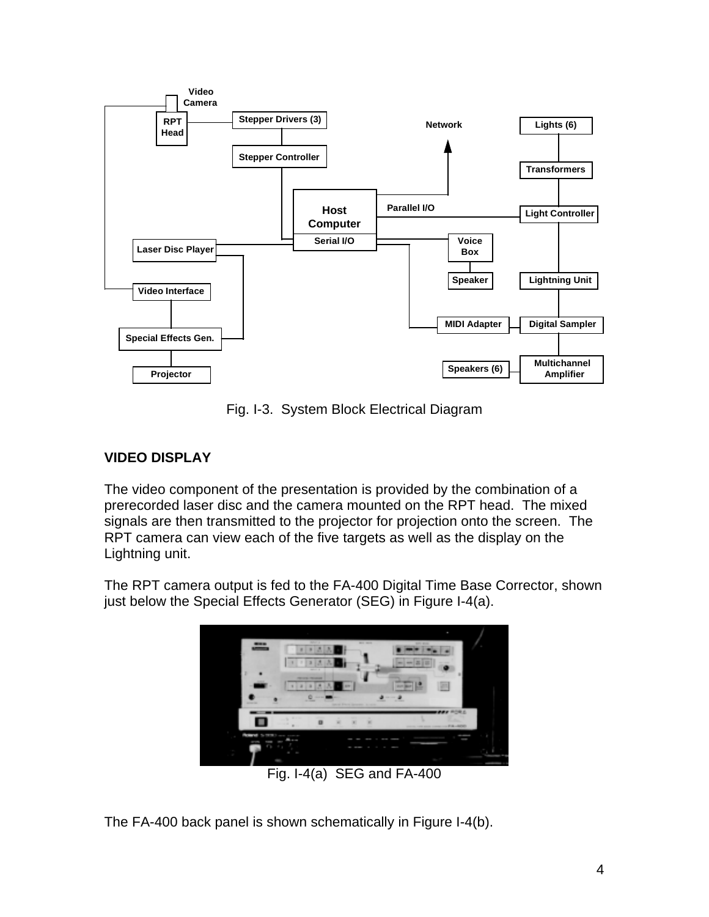Fig. I-3. System Block Electrical Diagram

## VIDEO DISPLAY

The video component of the presentation is provided by the combination of a prerecorded laser disc and the camera mounted on the RPT head. The mixed signals are then transmitted to the projector for projection onto the screen. The RPT camera can view each of the five targets as well as the display on the Lightning unit.

The RPT camera output is fed to the FA-400 Digital Time Base Corrector, shown just below the Special Effects Generator (SEG) in Figure I-4(a).

Fig. I-4(a) SEG and FA-400

The FA-400 back panel is shown schematically in Figure I-4(b).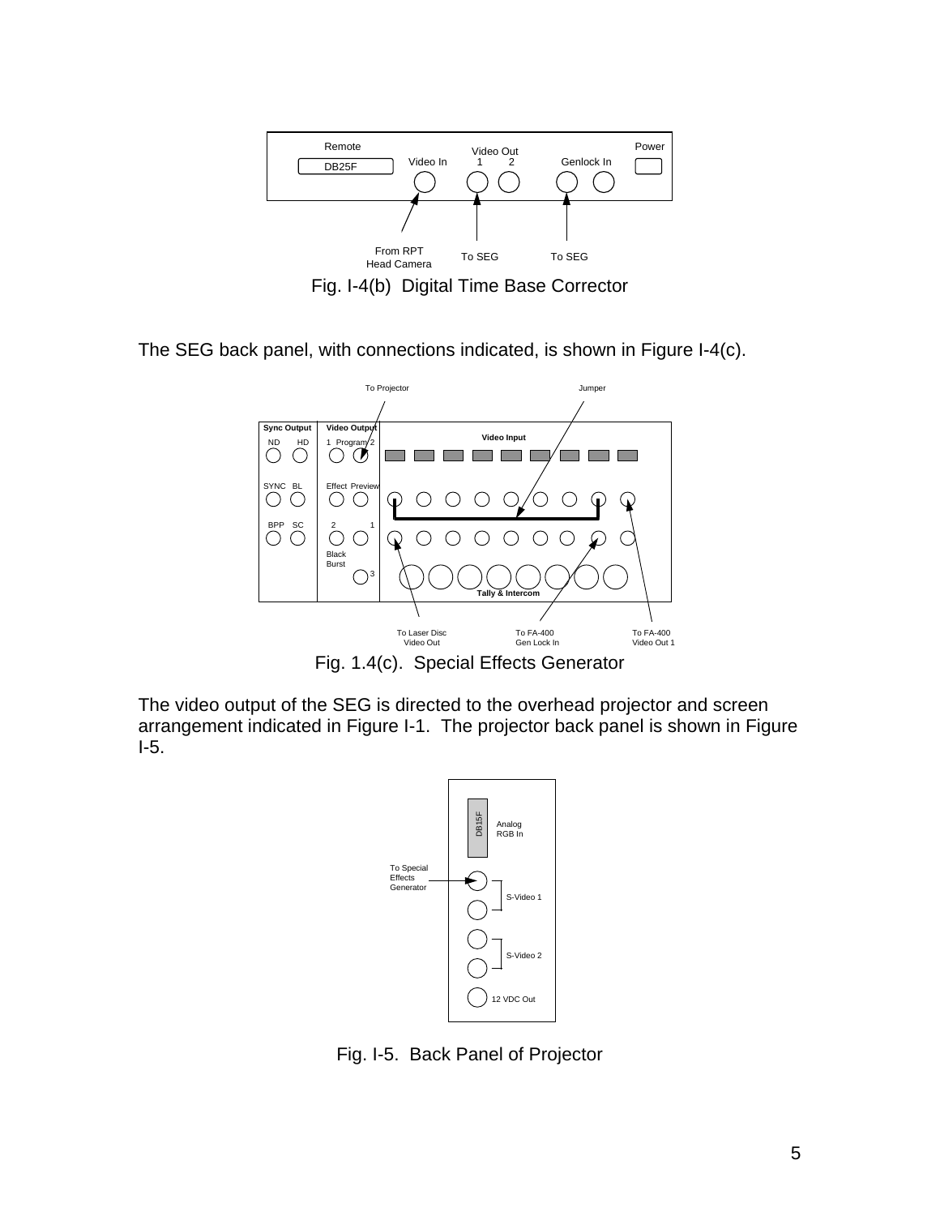Fig. I-4(b)  Digital Time Base Corrector

The SEG back panel, with connections indicated, is shown in Figure I-4(c).

Fig. 1.4(c).  Special Effects Generator

The video output of the SEG is directed to the overhead projector and screen arrangement indicated in Figure I-1.  The projector back panel is shown in Figure I-5.

Fig. I-5.  Back Panel of Projector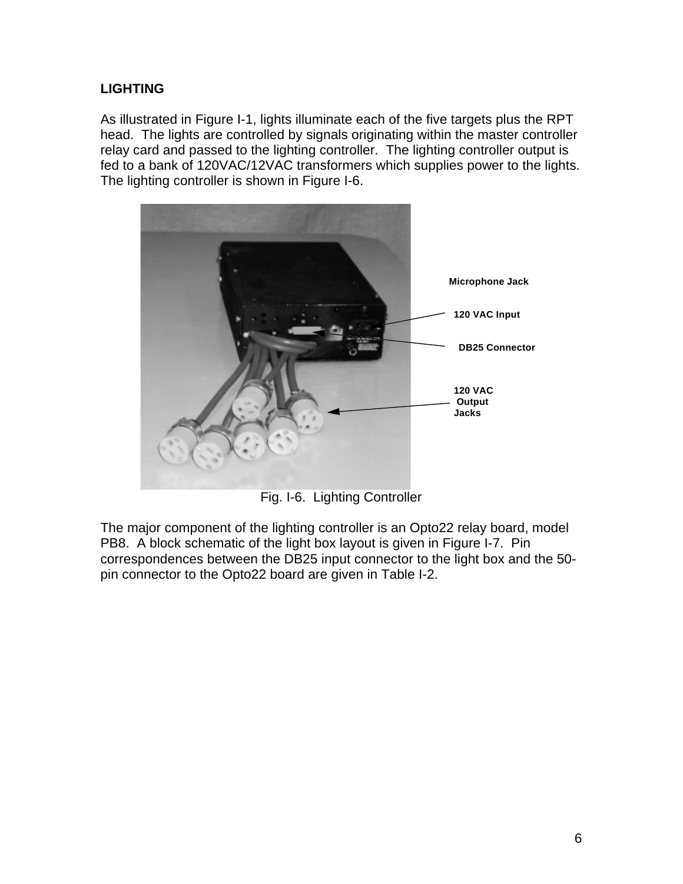## LIGHTING

As illustrated in Figure I-1, lights illuminate each of the five targets plus the RPT head. The lights are controlled by signals originating within the master controller relay card and passed to the lighting controller. The lighting controller output is fed to a bank of 120VAC/12VAC transformers which supplies power to the lights. The lighting controller is shown in Figure I-6.

Microphone Jack

120 VAC Input

DB25 Connector

120 VAC Output Jacks

Fig. I-6. Lighting Controller

The major component of the lighting controller is an Opto22 relay board, model PB8. A block schematic of the light box layout is given in Figure I-7. Pin correspondences between the DB25 input connector to the light box and the 50-pin connector to the Opto22 board are given in Table I-2.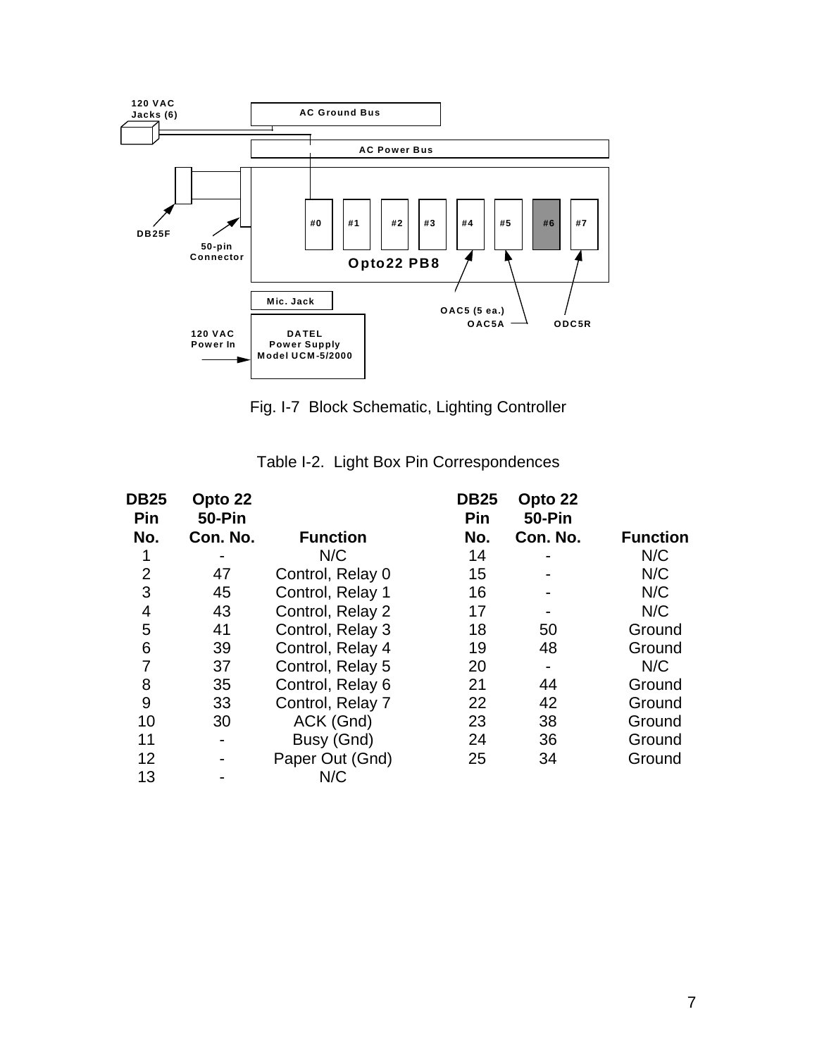120 VAC Jacks (6)

AC Ground Bus

AC Power Bus

DB25F

50-pin Connector

#0 #1 #2 #3 #4 #5 #6 #7

Opto22 PB8

Mic. Jack

OAC5 (5 ea.)

OAC5A

ODC5R

120 VAC Power In

DATEL Power Supply Model UCM-5/2000

Fig. I-7 Block Schematic, Lighting Controller

Table I-2. Light Box Pin Correspondences

| DB25 Pin No. | Opto 22 50-Pin Con. No. | Function | DB25 Pin No. | Opto 22 50-Pin Con. No. | Function |
|---|---|---|---|---|---|
| 1 | - | N/C | 14 | - | N/C |
| 2 | 47 | Control, Relay 0 | 15 | - | N/C |
| 3 | 45 | Control, Relay 1 | 16 | - | N/C |
| 4 | 43 | Control, Relay 2 | 17 | - | N/C |
| 5 | 41 | Control, Relay 3 | 18 | 50 | Ground |
| 6 | 39 | Control, Relay 4 | 19 | 48 | Ground |
| 7 | 37 | Control, Relay 5 | 20 | - | N/C |
| 8 | 35 | Control, Relay 6 | 21 | 44 | Ground |
| 9 | 33 | Control, Relay 7 | 22 | 42 | Ground |
| 10 | 30 | ACK (Gnd) | 23 | 38 | Ground |
| 11 | - | Busy (Gnd) | 24 | 36 | Ground |
| 12 | - | Paper Out (Gnd) | 25 | 34 | Ground |
| 13 | - | N/C | | | |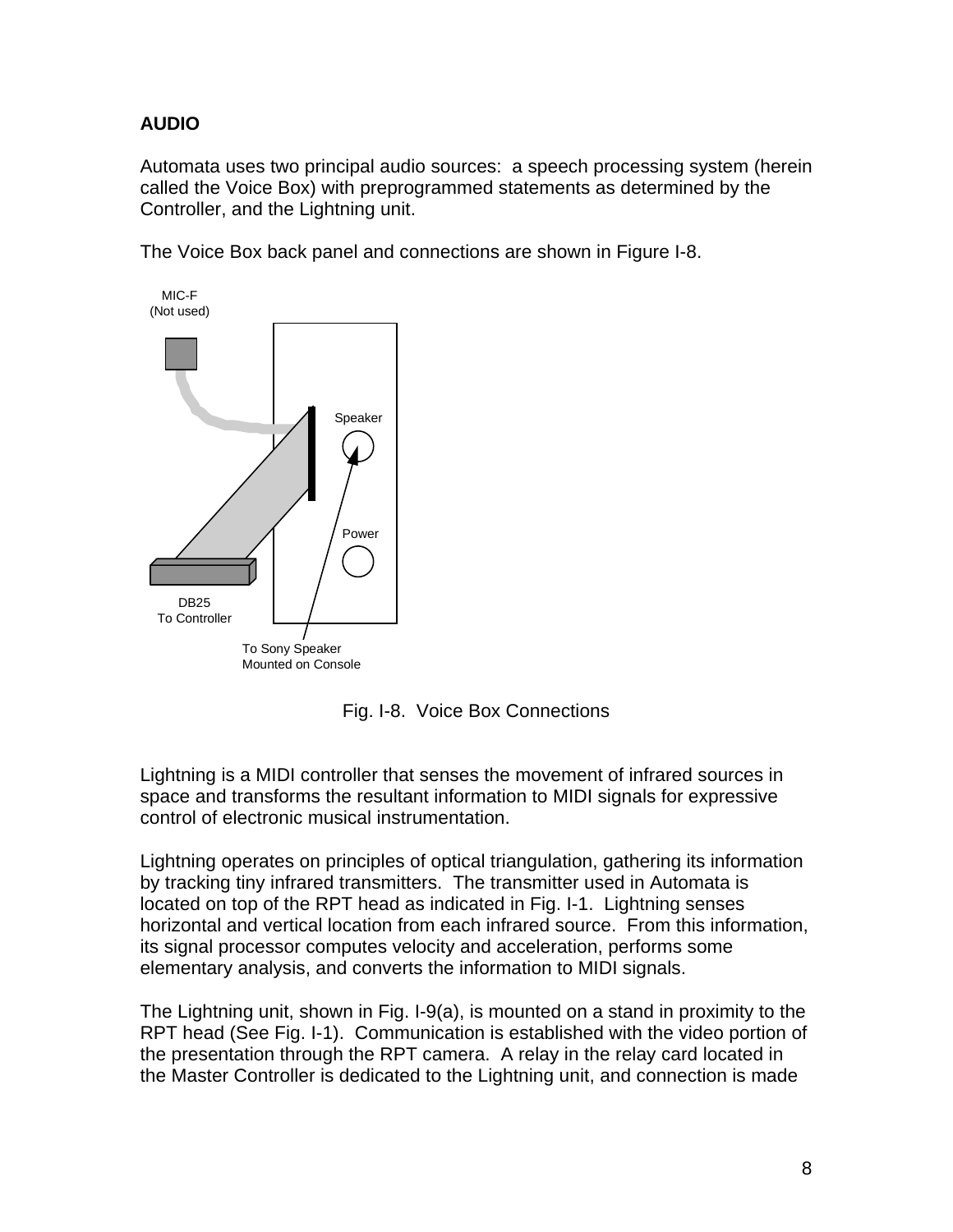**AUDIO**

Automata uses two principal audio sources: a speech processing system (herein called the Voice Box) with preprogrammed statements as determined by the Controller, and the Lightning unit.

The Voice Box back panel and connections are shown in Figure I-8.

MIC-F
(Not used)

Speaker

Power

DB25
To Controller

To Sony Speaker
Mounted on Console

Fig. I-8. Voice Box Connections

Lightning is a MIDI controller that senses the movement of infrared sources in space and transforms the resultant information to MIDI signals for expressive control of electronic musical instrumentation.

Lightning operates on principles of optical triangulation, gathering its information by tracking tiny infrared transmitters. The transmitter used in Automata is located on top of the RPT head as indicated in Fig. I-1. Lightning senses horizontal and vertical location from each infrared source. From this information, its signal processor computes velocity and acceleration, performs some elementary analysis, and converts the information to MIDI signals.

The Lightning unit, shown in Fig. I-9(a), is mounted on a stand in proximity to the RPT head (See Fig. I-1). Communication is established with the video portion of the presentation through the RPT camera. A relay in the relay card located in the Master Controller is dedicated to the Lightning unit, and connection is made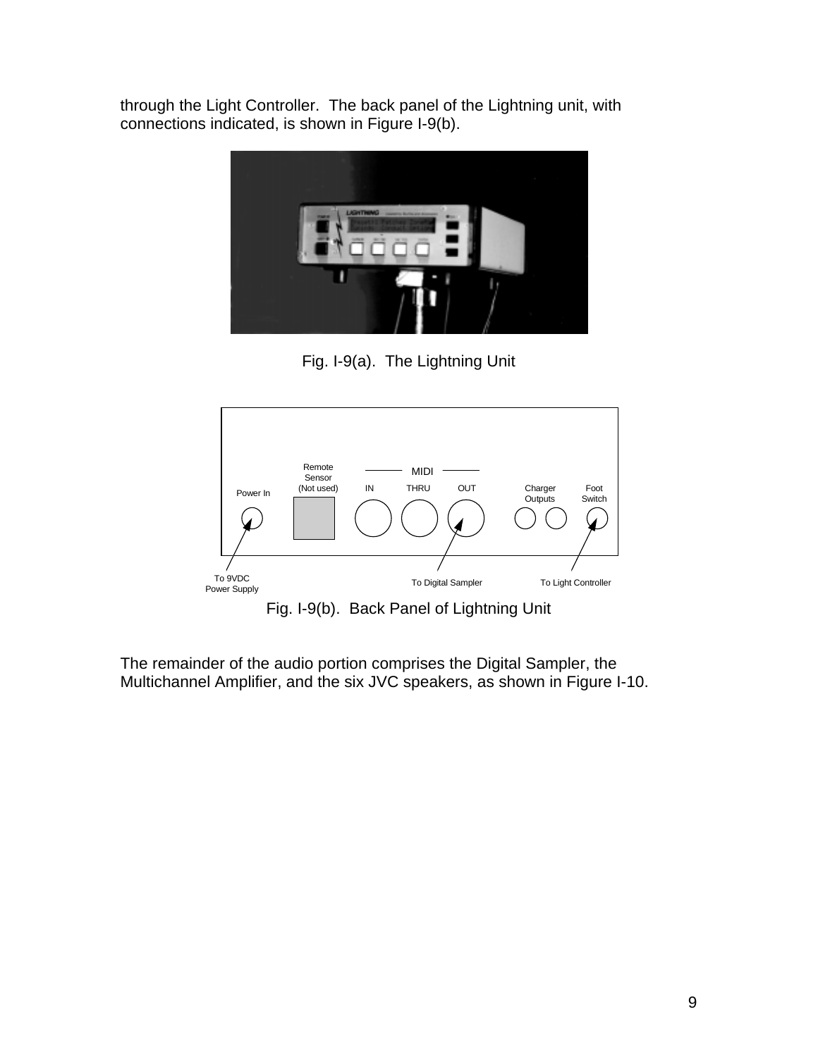through the Light Controller. The back panel of the Lightning unit, with connections indicated, is shown in Figure I-9(b).

Fig. I-9(a). The Lightning Unit

Fig. I-9(b). Back Panel of Lightning Unit

The remainder of the audio portion comprises the Digital Sampler, the Multichannel Amplifier, and the six JVC speakers, as shown in Figure I-10.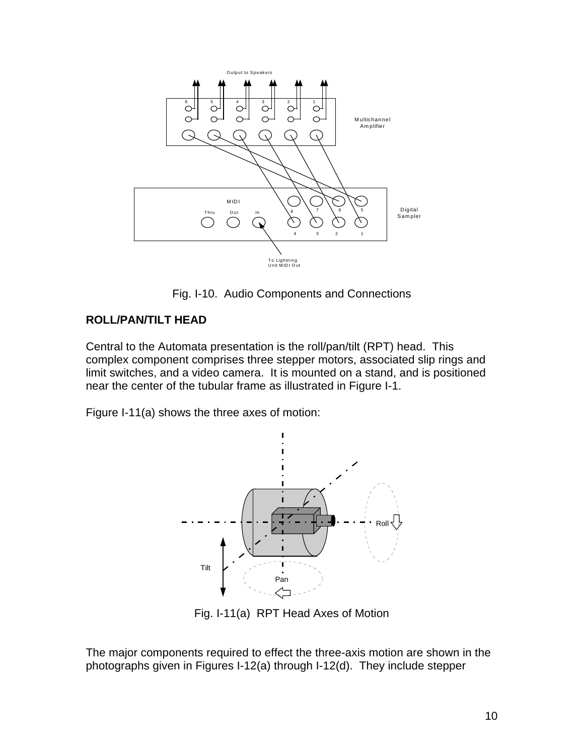Fig. I-10.  Audio Components and Connections

## ROLL/PAN/TILT HEAD

Central to the Automata presentation is the roll/pan/tilt (RPT) head.  This complex component comprises three stepper motors, associated slip rings and limit switches, and a video camera.  It is mounted on a stand, and is positioned near the center of the tubular frame as illustrated in Figure I-1.

Figure I-11(a) shows the three axes of motion:

Fig. I-11(a)  RPT Head Axes of Motion

The major components required to effect the three-axis motion are shown in the photographs given in Figures I-12(a) through I-12(d).  They include stepper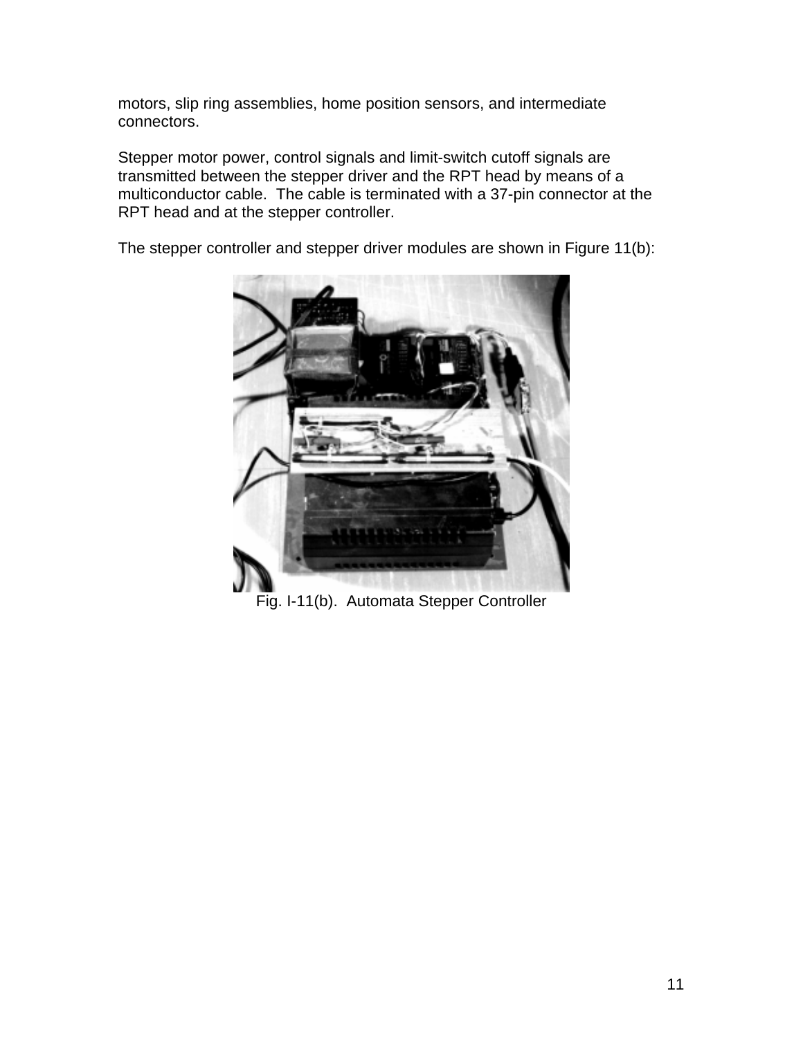motors, slip ring assemblies, home position sensors, and intermediate connectors.

Stepper motor power, control signals and limit-switch cutoff signals are transmitted between the stepper driver and the RPT head by means of a multiconductor cable. The cable is terminated with a 37-pin connector at the RPT head and at the stepper controller.

The stepper controller and stepper driver modules are shown in Figure 11(b):

Fig. I-11(b). Automata Stepper Controller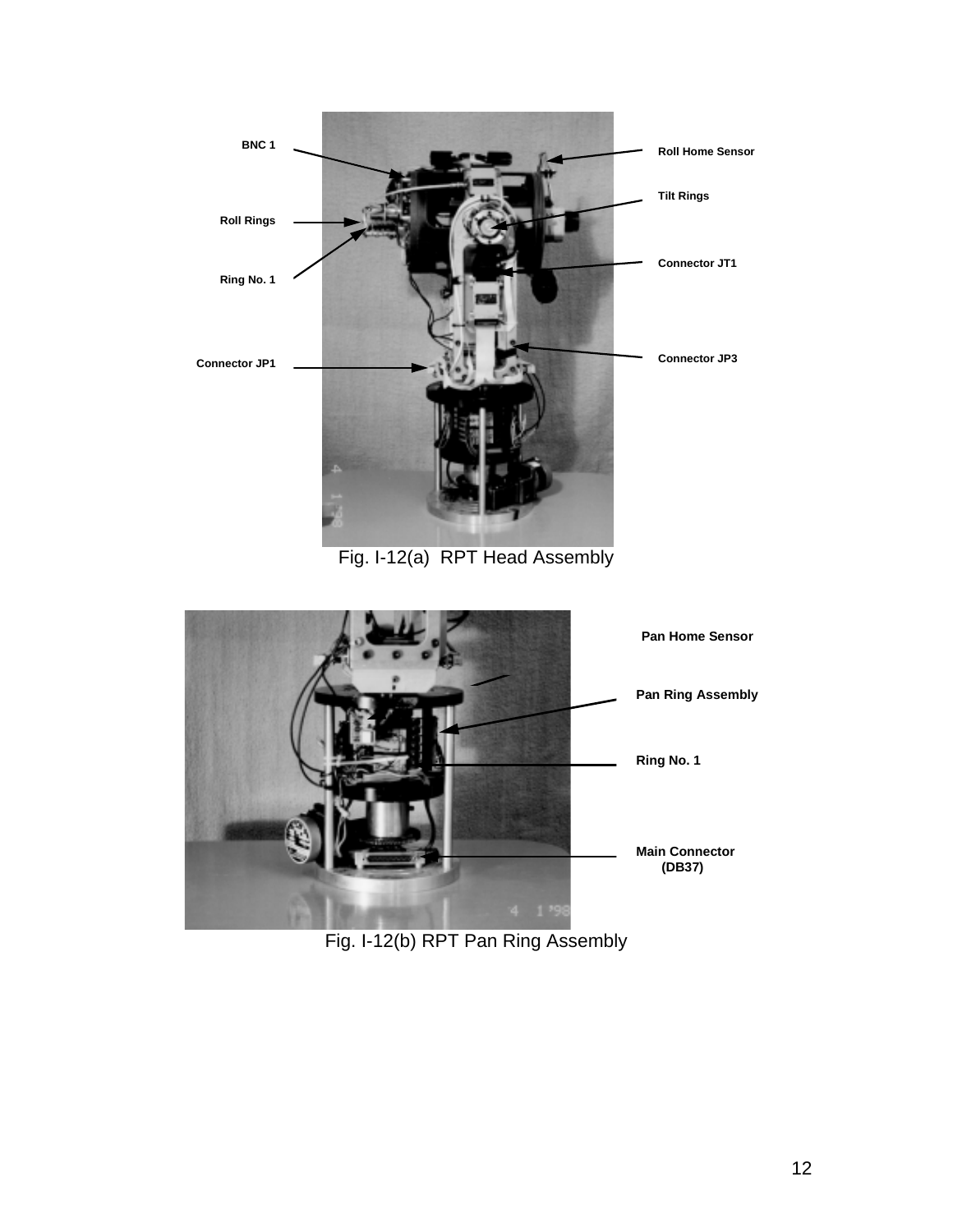BNC 1

Roll Rings

Ring No. 1

Connector JP1

Roll Home Sensor

Tilt Rings

Connector JT1

Connector JP3

Fig. I-12(a) RPT Head Assembly

Pan Home Sensor

Pan Ring Assembly

Ring No. 1

Main Connector (DB37)

Fig. I-12(b) RPT Pan Ring Assembly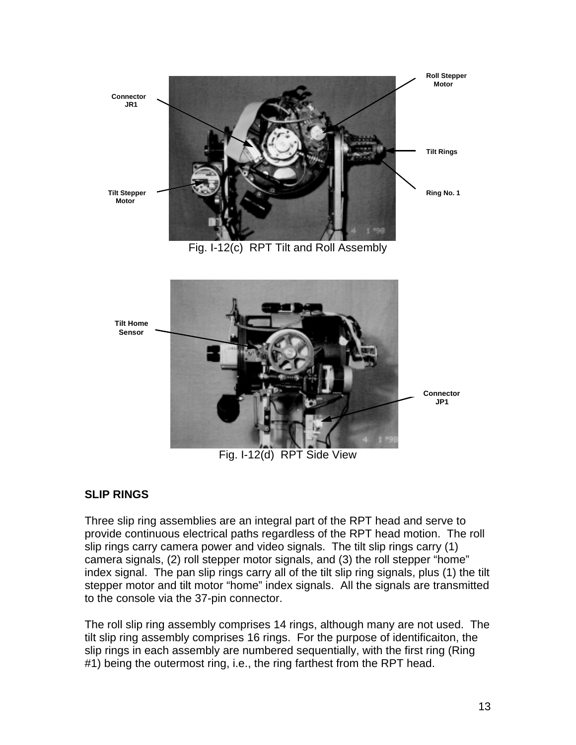Fig. I-12(c) RPT Tilt and Roll Assembly

Fig. I-12(d) RPT Side View

## SLIP RINGS

Three slip ring assemblies are an integral part of the RPT head and serve to provide continuous electrical paths regardless of the RPT head motion. The roll slip rings carry camera power and video signals. The tilt slip rings carry (1) camera signals, (2) roll stepper motor signals, and (3) the roll stepper "home" index signal. The pan slip rings carry all of the tilt slip ring signals, plus (1) the tilt stepper motor and tilt motor "home" index signals. All the signals are transmitted to the console via the 37-pin connector.

The roll slip ring assembly comprises 14 rings, although many are not used. The tilt slip ring assembly comprises 16 rings. For the purpose of identificaiton, the slip rings in each assembly are numbered sequentially, with the first ring (Ring #1) being the outermost ring, i.e., the ring farthest from the RPT head.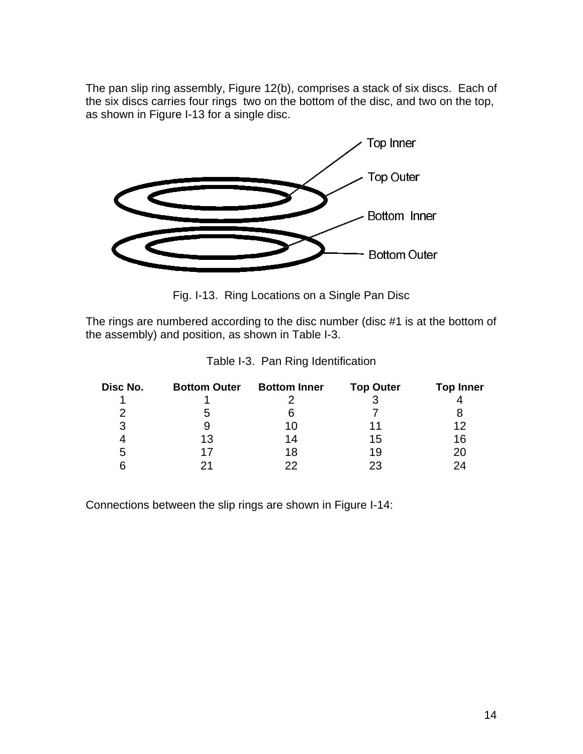The pan slip ring assembly, Figure 12(b), comprises a stack of six discs. Each of the six discs carries four rings two on the bottom of the disc, and two on the top, as shown in Figure I-13 for a single disc.

Fig. I-13. Ring Locations on a Single Pan Disc

The rings are numbered according to the disc number (disc #1 is at the bottom of the assembly) and position, as shown in Table I-3.

Table I-3. Pan Ring Identification

| Disc No. | Bottom Outer | Bottom Inner | Top Outer | Top Inner |
|---|---|---|---|---|
| 1 | 1 | 2 | 3 | 4 |
| 2 | 5 | 6 | 7 | 8 |
| 3 | 9 | 10 | 11 | 12 |
| 4 | 13 | 14 | 15 | 16 |
| 5 | 17 | 18 | 19 | 20 |
| 6 | 21 | 22 | 23 | 24 |

Connections between the slip rings are shown in Figure I-14: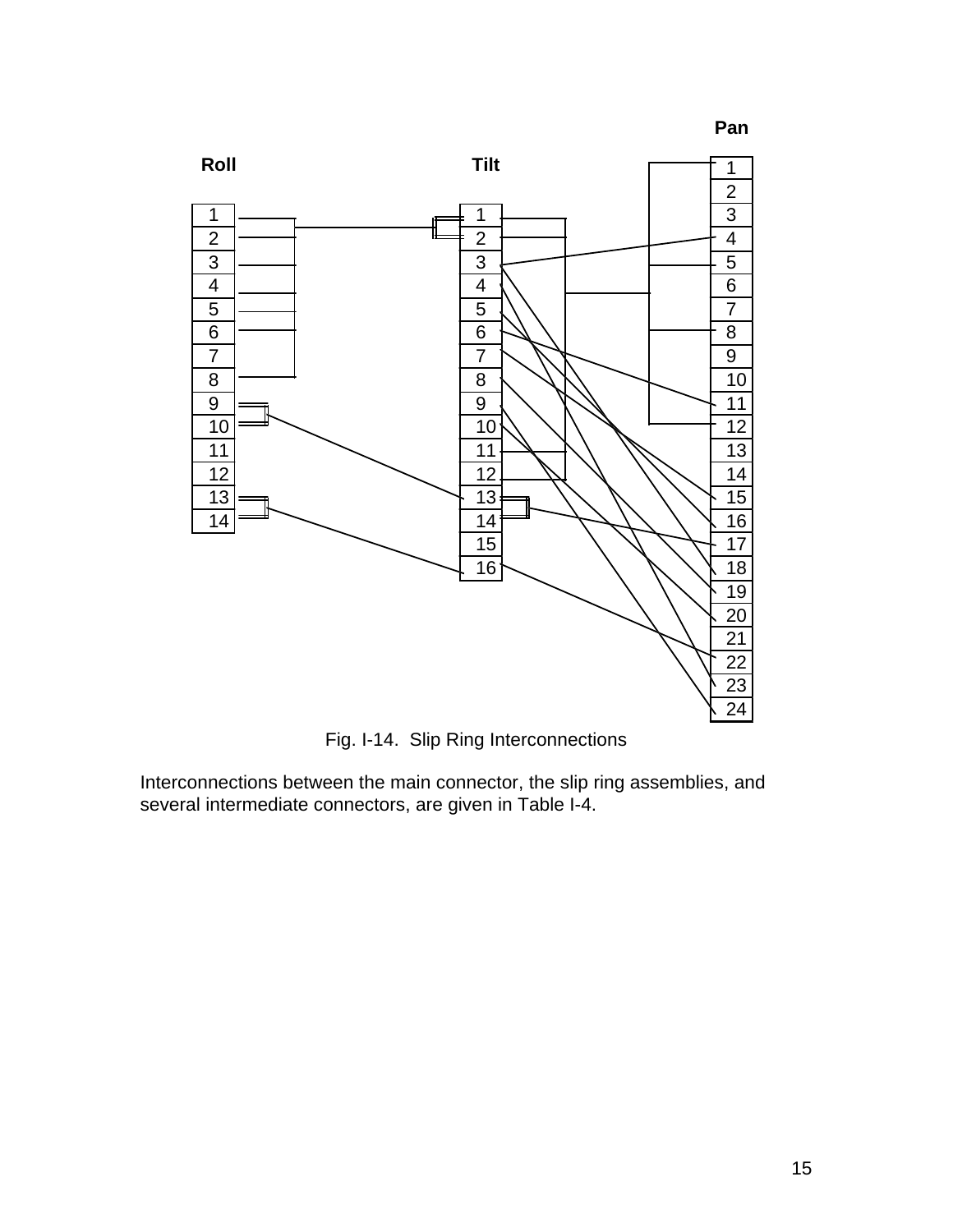Fig. I-14. Slip Ring Interconnections

Interconnections between the main connector, the slip ring assemblies, and several intermediate connectors, are given in Table I-4.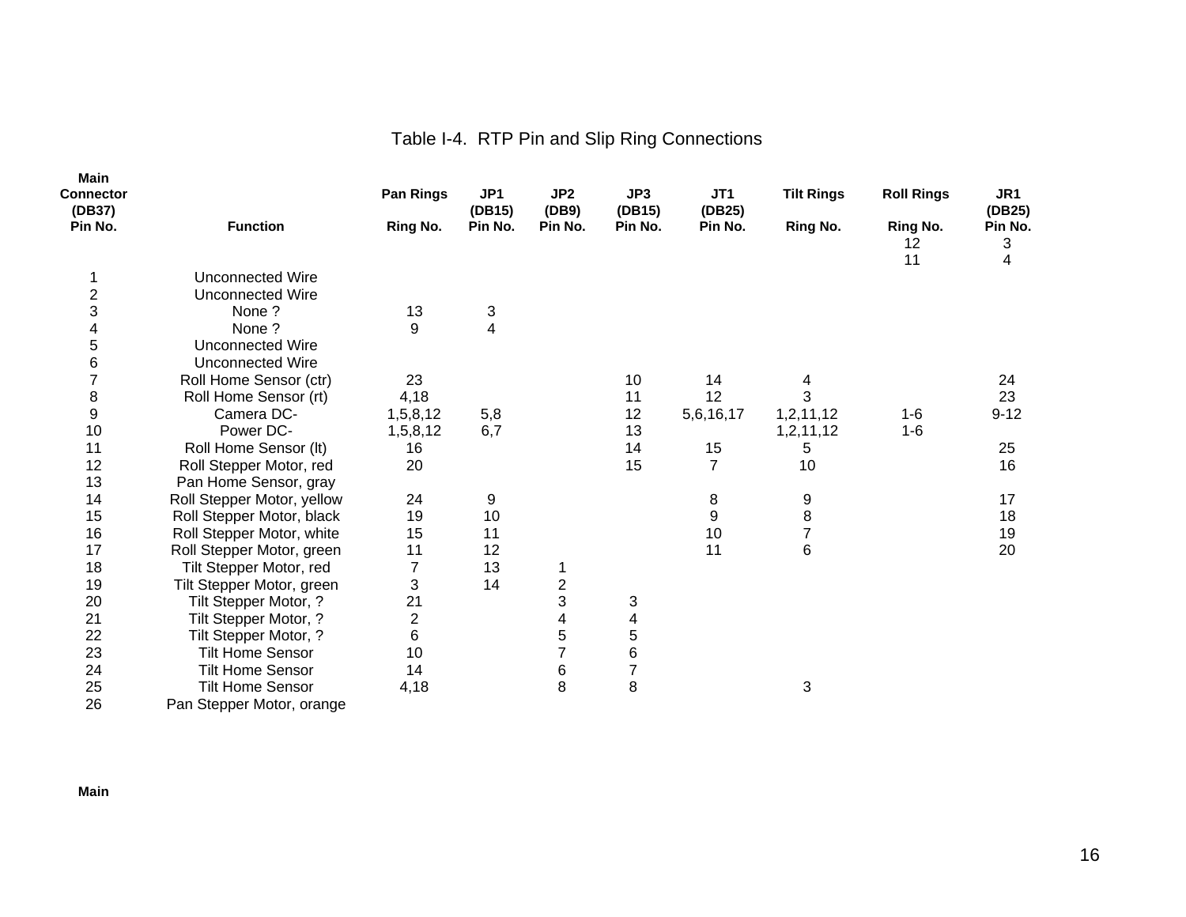# Table I-4. RTP Pin and Slip Ring Connections

| Main Connector (DB37) Pin No. | Function | Pan Rings Ring No. | JP1 (DB15) Pin No. | JP2 (DB9) Pin No. | JP3 (DB15) Pin No. | JT1 (DB25) Pin No. | Tilt Rings Ring No. | Roll Rings Ring No. | JR1 (DB25) Pin No. |
|---|---|---|---|---|---|---|---|---|---|
| | | | | | | | | 12 | 3 |
| | | | | | | | | 11 | 4 |
| 1 | Unconnected Wire | | | | | | | | |
| 2 | Unconnected Wire | | | | | | | | |
| 3 | None ? | 13 | 3 | | | | | | |
| 4 | None ? | 9 | 4 | | | | | | |
| 5 | Unconnected Wire | | | | | | | | |
| 6 | Unconnected Wire | | | | | | | | |
| 7 | Roll Home Sensor (ctr) | 23 | | | 10 | 14 | 4 | | 24 |
| 8 | Roll Home Sensor (rt) | 4,18 | | | 11 | 12 | 3 | | 23 |
| 9 | Camera DC- | 1,5,8,12 | 5,8 | | 12 | 5,6,16,17 | 1,2,11,12 | 1-6 | 9-12 |
| 10 | Power DC- | 1,5,8,12 | 6,7 | | 13 | | 1,2,11,12 | 1-6 | |
| 11 | Roll Home Sensor (lt) | 16 | | | 14 | 15 | 5 | | 25 |
| 12 | Roll Stepper Motor, red | 20 | | | 15 | 7 | 10 | | 16 |
| 13 | Pan Home Sensor, gray | | | | | | | | |
| 14 | Roll Stepper Motor, yellow | 24 | 9 | | | 8 | 9 | | 17 |
| 15 | Roll Stepper Motor, black | 19 | 10 | | | 9 | 8 | | 18 |
| 16 | Roll Stepper Motor, white | 15 | 11 | | | 10 | 7 | | 19 |
| 17 | Roll Stepper Motor, green | 11 | 12 | | | 11 | 6 | | 20 |
| 18 | Tilt Stepper Motor, red | 7 | 13 | 1 | | | | | |
| 19 | Tilt Stepper Motor, green | 3 | 14 | 2 | | | | | |
| 20 | Tilt Stepper Motor, ? | 21 | | 3 | 3 | | | | |
| 21 | Tilt Stepper Motor, ? | 2 | | 4 | 4 | | | | |
| 22 | Tilt Stepper Motor, ? | 6 | | 5 | 5 | | | | |
| 23 | Tilt Home Sensor | 10 | | 7 | 6 | | | | |
| 24 | Tilt Home Sensor | 14 | | 6 | 7 | | | | |
| 25 | Tilt Home Sensor | 4,18 | | 8 | 8 | | 3 | | |
| 26 | Pan Stepper Motor, orange | | | | | | | | |

**Main**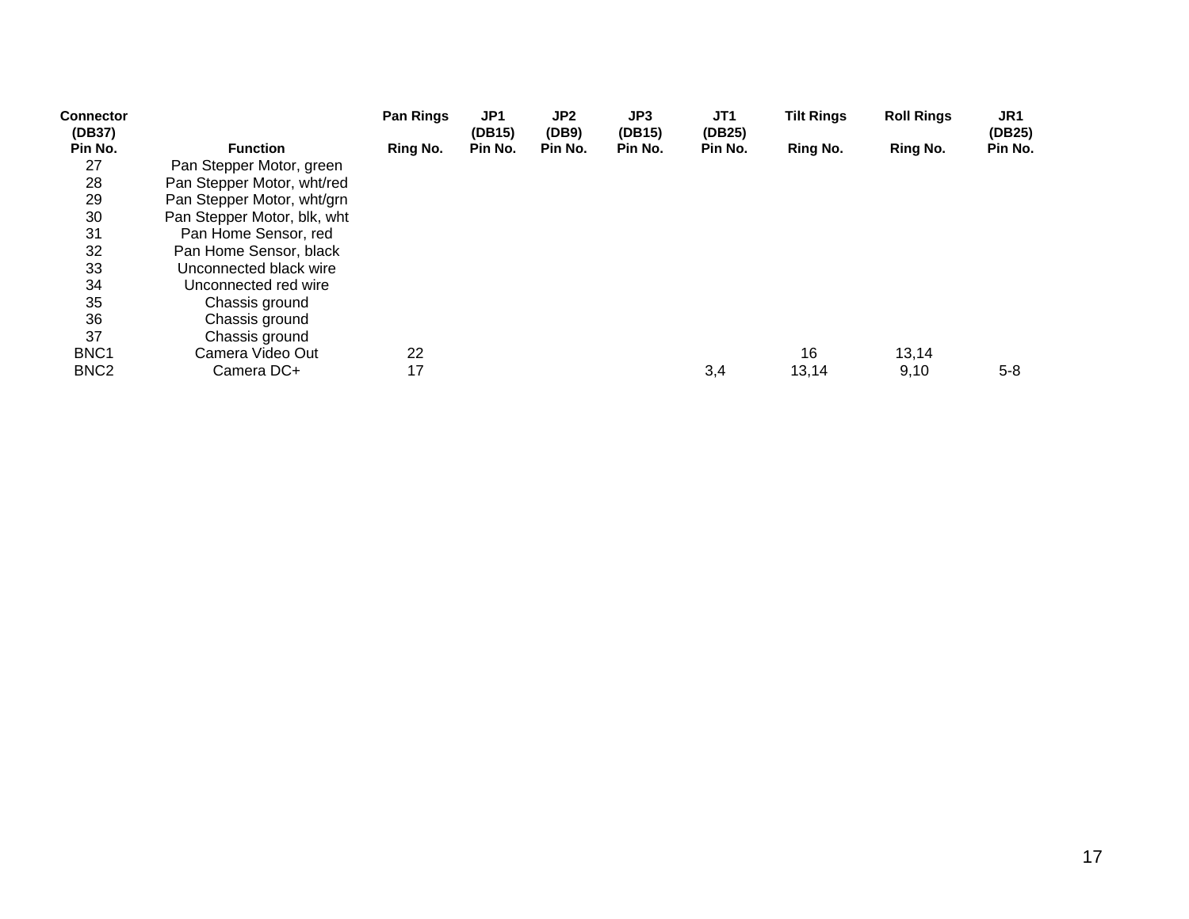| Connector (DB37) Pin No. | Function | Pan Rings Ring No. | JP1 (DB15) Pin No. | JP2 (DB9) Pin No. | JP3 (DB15) Pin No. | JT1 (DB25) Pin No. | Tilt Rings Ring No. | Roll Rings Ring No. | JR1 (DB25) Pin No. |
|---|---|---|---|---|---|---|---|---|---|
| 27 | Pan Stepper Motor, green | | | | | | | | |
| 28 | Pan Stepper Motor, wht/red | | | | | | | | |
| 29 | Pan Stepper Motor, wht/grn | | | | | | | | |
| 30 | Pan Stepper Motor, blk, wht | | | | | | | | |
| 31 | Pan Home Sensor, red | | | | | | | | |
| 32 | Pan Home Sensor, black | | | | | | | | |
| 33 | Unconnected black wire | | | | | | | | |
| 34 | Unconnected red wire | | | | | | | | |
| 35 | Chassis ground | | | | | | | | |
| 36 | Chassis ground | | | | | | | | |
| 37 | Chassis ground | | | | | | | | |
| BNC1 | Camera Video Out | 22 | | | | | 16 | 13,14 | |
| BNC2 | Camera DC+ | 17 | | | | 3,4 | 13,14 | 9,10 | 5-8 |